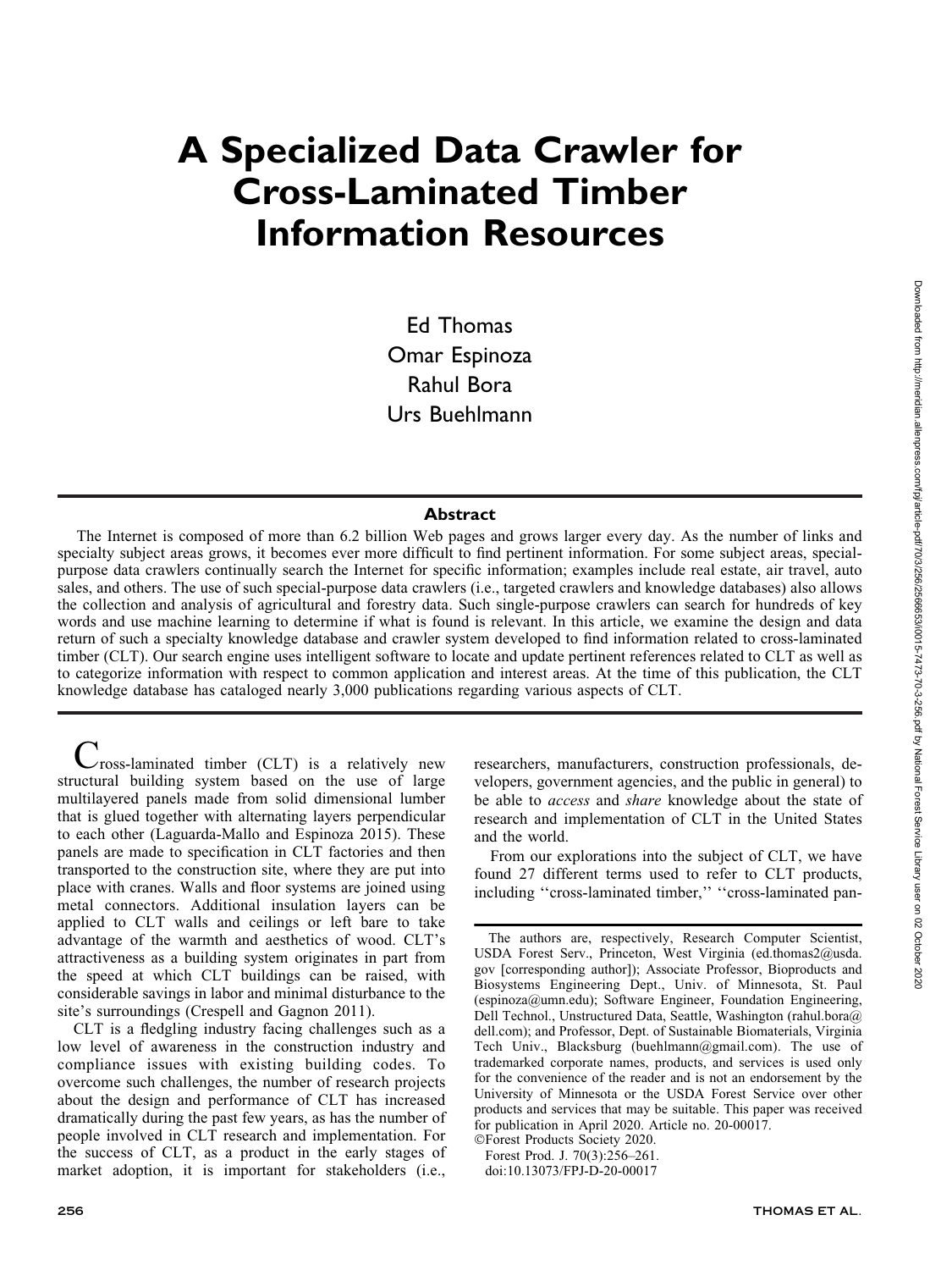# A Specialized Data Crawler for Cross-Laminated Timber Information Resources

Ed Thomas
Omar Espinoza
Rahul Bora
Urs Buehlmann

## Abstract

The Internet is composed of more than 6.2 billion Web pages and grows larger every day. As the number of links and specialty subject areas grows, it becomes ever more difficult to find pertinent information. For some subject areas, special-purpose data crawlers continually search the Internet for specific information; examples include real estate, air travel, auto sales, and others. The use of such special-purpose data crawlers (i.e., targeted crawlers and knowledge databases) also allows the collection and analysis of agricultural and forestry data. Such single-purpose crawlers can search for hundreds of key words and use machine learning to determine if what is found is relevant. In this article, we examine the design and data return of such a specialty knowledge database and crawler system developed to find information related to cross-laminated timber (CLT). Our search engine uses intelligent software to locate and update pertinent references related to CLT as well as to categorize information with respect to common application and interest areas. At the time of this publication, the CLT knowledge database has cataloged nearly 3,000 publications regarding various aspects of CLT.

Cross-laminated timber (CLT) is a relatively new structural building system based on the use of large multilayered panels made from solid dimensional lumber that is glued together with alternating layers perpendicular to each other (Laguarda-Mallo and Espinoza 2015). These panels are made to specification in CLT factories and then transported to the construction site, where they are put into place with cranes. Walls and floor systems are joined using metal connectors. Additional insulation layers can be applied to CLT walls and ceilings or left bare to take advantage of the warmth and aesthetics of wood. CLT's attractiveness as a building system originates in part from the speed at which CLT buildings can be raised, with considerable savings in labor and minimal disturbance to the site's surroundings (Crespell and Gagnon 2011).

CLT is a fledgling industry facing challenges such as a low level of awareness in the construction industry and compliance issues with existing building codes. To overcome such challenges, the number of research projects about the design and performance of CLT has increased dramatically during the past few years, as has the number of people involved in CLT research and implementation. For the success of CLT, as a product in the early stages of market adoption, it is important for stakeholders (i.e., researchers, manufacturers, construction professionals, developers, government agencies, and the public in general) to be able to *access* and *share* knowledge about the state of research and implementation of CLT in the United States and the world.

From our explorations into the subject of CLT, we have found 27 different terms used to refer to CLT products, including ''cross-laminated timber,'' ''cross-laminated pan-

The authors are, respectively, Research Computer Scientist, USDA Forest Serv., Princeton, West Virginia (ed.thomas2@usda.gov [corresponding author]); Associate Professor, Bioproducts and Biosystems Engineering Dept., Univ. of Minnesota, St. Paul (espinoza@umn.edu); Software Engineer, Foundation Engineering, Dell Technol., Unstructured Data, Seattle, Washington (rahul.bora@dell.com); and Professor, Dept. of Sustainable Biomaterials, Virginia Tech Univ., Blacksburg (buehlmann@gmail.com). The use of trademarked corporate names, products, and services is used only for the convenience of the reader and is not an endorsement by the University of Minnesota or the USDA Forest Service over other products and services that may be suitable. This paper was received for publication in April 2020. Article no. 20-00017.
©Forest Products Society 2020.
Forest Prod. J. 70(3):256–261.
doi:10.13073/FPJ-D-20-00017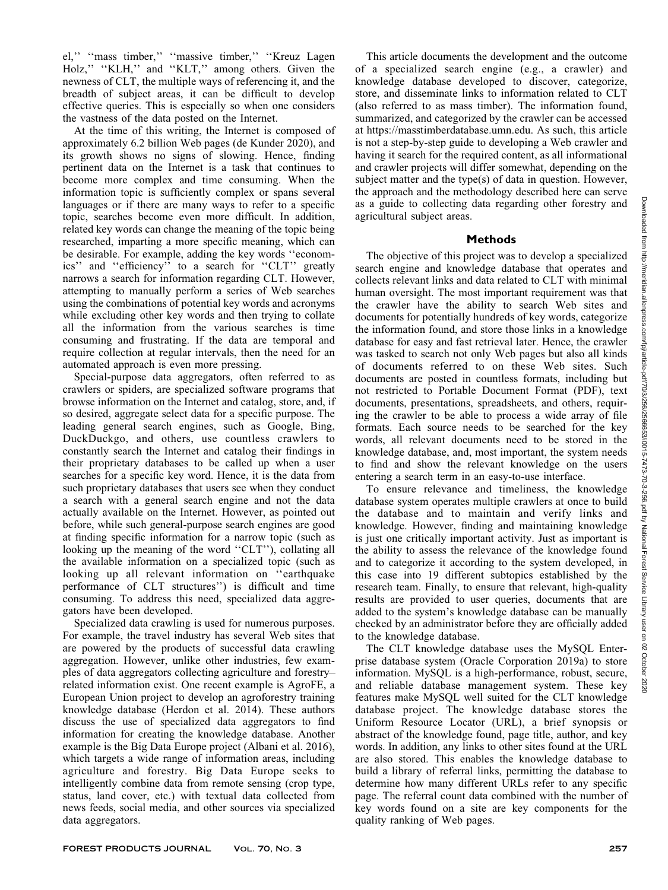el,'' ''mass timber,'' ''massive timber,'' ''Kreuz Lagen Holz,'' ''KLH,'' and ''KLT,'' among others. Given the newness of CLT, the multiple ways of referencing it, and the breadth of subject areas, it can be difficult to develop effective queries. This is especially so when one considers the vastness of the data posted on the Internet.

At the time of this writing, the Internet is composed of approximately 6.2 billion Web pages (de Kunder 2020), and its growth shows no signs of slowing. Hence, finding pertinent data on the Internet is a task that continues to become more complex and time consuming. When the information topic is sufficiently complex or spans several languages or if there are many ways to refer to a specific topic, searches become even more difficult. In addition, related key words can change the meaning of the topic being researched, imparting a more specific meaning, which can be desirable. For example, adding the key words ''economics'' and ''efficiency'' to a search for ''CLT'' greatly narrows a search for information regarding CLT. However, attempting to manually perform a series of Web searches using the combinations of potential key words and acronyms while excluding other key words and then trying to collate all the information from the various searches is time consuming and frustrating. If the data are temporal and require collection at regular intervals, then the need for an automated approach is even more pressing.

Special-purpose data aggregators, often referred to as crawlers or spiders, are specialized software programs that browse information on the Internet and catalog, store, and, if so desired, aggregate select data for a specific purpose. The leading general search engines, such as Google, Bing, DuckDuckgo, and others, use countless crawlers to constantly search the Internet and catalog their findings in their proprietary databases to be called up when a user searches for a specific key word. Hence, it is the data from such proprietary databases that users see when they conduct a search with a general search engine and not the data actually available on the Internet. However, as pointed out before, while such general-purpose search engines are good at finding specific information for a narrow topic (such as looking up the meaning of the word ''CLT''), collating all the available information on a specialized topic (such as looking up all relevant information on ''earthquake performance of CLT structures'') is difficult and time consuming. To address this need, specialized data aggregators have been developed.

Specialized data crawling is used for numerous purposes. For example, the travel industry has several Web sites that are powered by the products of successful data crawling aggregation. However, unlike other industries, few examples of data aggregators collecting agriculture and forestry–related information exist. One recent example is AgroFE, a European Union project to develop an agroforestry training knowledge database (Herdon et al. 2014). These authors discuss the use of specialized data aggregators to find information for creating the knowledge database. Another example is the Big Data Europe project (Albani et al. 2016), which targets a wide range of information areas, including agriculture and forestry. Big Data Europe seeks to intelligently combine data from remote sensing (crop type, status, land cover, etc.) with textual data collected from news feeds, social media, and other sources via specialized data aggregators.

This article documents the development and the outcome of a specialized search engine (e.g., a crawler) and knowledge database developed to discover, categorize, store, and disseminate links to information related to CLT (also referred to as mass timber). The information found, summarized, and categorized by the crawler can be accessed at https://masstimberdatabase.umn.edu. As such, this article is not a step-by-step guide to developing a Web crawler and having it search for the required content, as all informational and crawler projects will differ somewhat, depending on the subject matter and the type(s) of data in question. However, the approach and the methodology described here can serve as a guide to collecting data regarding other forestry and agricultural subject areas.

## Methods

The objective of this project was to develop a specialized search engine and knowledge database that operates and collects relevant links and data related to CLT with minimal human oversight. The most important requirement was that the crawler have the ability to search Web sites and documents for potentially hundreds of key words, categorize the information found, and store those links in a knowledge database for easy and fast retrieval later. Hence, the crawler was tasked to search not only Web pages but also all kinds of documents referred to on these Web sites. Such documents are posted in countless formats, including but not restricted to Portable Document Format (PDF), text documents, presentations, spreadsheets, and others, requiring the crawler to be able to process a wide array of file formats. Each source needs to be searched for the key words, all relevant documents need to be stored in the knowledge database, and, most important, the system needs to find and show the relevant knowledge on the users entering a search term in an easy-to-use interface.

To ensure relevance and timeliness, the knowledge database system operates multiple crawlers at once to build the database and to maintain and verify links and knowledge. However, finding and maintaining knowledge is just one critically important activity. Just as important is the ability to assess the relevance of the knowledge found and to categorize it according to the system developed, in this case into 19 different subtopics established by the research team. Finally, to ensure that relevant, high-quality results are provided to user queries, documents that are added to the system's knowledge database can be manually checked by an administrator before they are officially added to the knowledge database.

The CLT knowledge database uses the MySQL Enterprise database system (Oracle Corporation 2019a) to store information. MySQL is a high-performance, robust, secure, and reliable database management system. These key features make MySQL well suited for the CLT knowledge database project. The knowledge database stores the Uniform Resource Locator (URL), a brief synopsis or abstract of the knowledge found, page title, author, and key words. In addition, any links to other sites found at the URL are also stored. This enables the knowledge database to build a library of referral links, permitting the database to determine how many different URLs refer to any specific page. The referral count data combined with the number of key words found on a site are key components for the quality ranking of Web pages.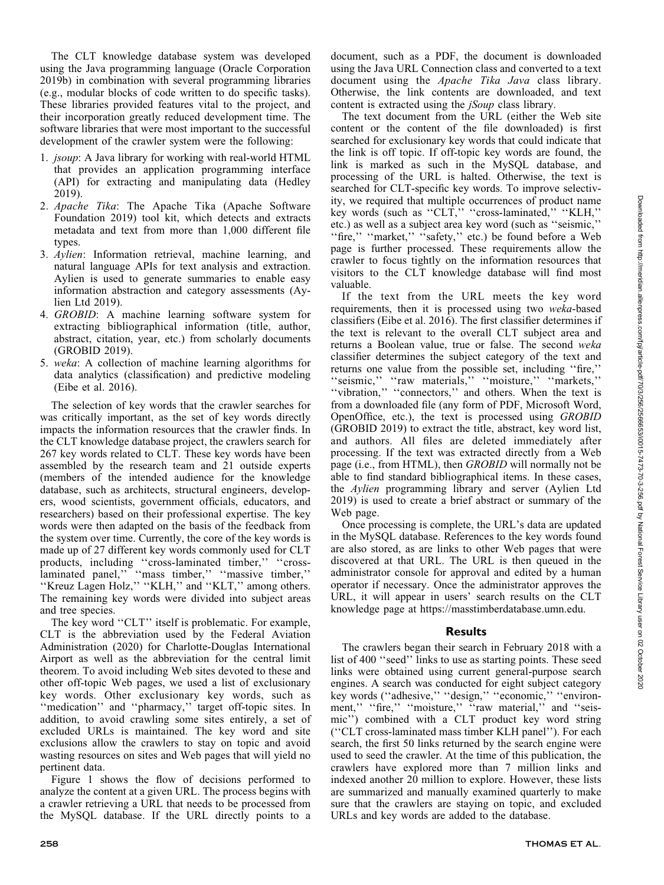The CLT knowledge database system was developed using the Java programming language (Oracle Corporation 2019b) in combination with several programming libraries (e.g., modular blocks of code written to do specific tasks). These libraries provided features vital to the project, and their incorporation greatly reduced development time. The software libraries that were most important to the successful development of the crawler system were the following:

1. *jsoup*: A Java library for working with real-world HTML that provides an application programming interface (API) for extracting and manipulating data (Hedley 2019).
2. *Apache Tika*: The Apache Tika (Apache Software Foundation 2019) tool kit, which detects and extracts metadata and text from more than 1,000 different file types.
3. *Aylien*: Information retrieval, machine learning, and natural language APIs for text analysis and extraction. Aylien is used to generate summaries to enable easy information abstraction and category assessments (Aylien Ltd 2019).
4. *GROBID*: A machine learning software system for extracting bibliographical information (title, author, abstract, citation, year, etc.) from scholarly documents (GROBID 2019).
5. *weka*: A collection of machine learning algorithms for data analytics (classification) and predictive modeling (Eibe et al. 2016).

The selection of key words that the crawler searches for was critically important, as the set of key words directly impacts the information resources that the crawler finds. In the CLT knowledge database project, the crawlers search for 267 key words related to CLT. These key words have been assembled by the research team and 21 outside experts (members of the intended audience for the knowledge database, such as architects, structural engineers, developers, wood scientists, government officials, educators, and researchers) based on their professional expertise. The key words were then adapted on the basis of the feedback from the system over time. Currently, the core of the key words is made up of 27 different key words commonly used for CLT products, including ''cross-laminated timber,'' ''cross-laminated panel,'' ''mass timber,'' ''massive timber,'' ''Kreuz Lagen Holz,'' ''KLH,'' and ''KLT,'' among others. The remaining key words were divided into subject areas and tree species.

The key word ''CLT'' itself is problematic. For example, CLT is the abbreviation used by the Federal Aviation Administration (2020) for Charlotte-Douglas International Airport as well as the abbreviation for the central limit theorem. To avoid including Web sites devoted to these and other off-topic Web pages, we used a list of exclusionary key words. Other exclusionary key words, such as ''medication'' and ''pharmacy,'' target off-topic sites. In addition, to avoid crawling some sites entirely, a set of excluded URLs is maintained. The key word and site exclusions allow the crawlers to stay on topic and avoid wasting resources on sites and Web pages that will yield no pertinent data.

Figure 1 shows the flow of decisions performed to analyze the content at a given URL. The process begins with a crawler retrieving a URL that needs to be processed from the MySQL database. If the URL directly points to a document, such as a PDF, the document is downloaded using the Java URL Connection class and converted to a text document using the *Apache Tika Java* class library. Otherwise, the link contents are downloaded, and text content is extracted using the *jSoup* class library.

The text document from the URL (either the Web site content or the content of the file downloaded) is first searched for exclusionary key words that could indicate that the link is off topic. If off-topic key words are found, the link is marked as such in the MySQL database, and processing of the URL is halted. Otherwise, the text is searched for CLT-specific key words. To improve selectivity, we required that multiple occurrences of product name key words (such as ''CLT,'' ''cross-laminated,'' ''KLH,'' etc.) as well as a subject area key word (such as ''seismic,'' ''fire,'' ''market,'' ''safety,'' etc.) be found before a Web page is further processed. These requirements allow the crawler to focus tightly on the information resources that visitors to the CLT knowledge database will find most valuable.

If the text from the URL meets the key word requirements, then it is processed using two *weka*-based classifiers (Eibe et al. 2016). The first classifier determines if the text is relevant to the overall CLT subject area and returns a Boolean value, true or false. The second *weka* classifier determines the subject category of the text and returns one value from the possible set, including ''fire,'' ''seismic,'' ''raw materials,'' ''moisture,'' ''markets,'' ''vibration,'' ''connectors,'' and others. When the text is from a downloaded file (any form of PDF, Microsoft Word, OpenOffice, etc.), the text is processed using *GROBID* (GROBID 2019) to extract the title, abstract, key word list, and authors. All files are deleted immediately after processing. If the text was extracted directly from a Web page (i.e., from HTML), then *GROBID* will normally not be able to find standard bibliographical items. In these cases, the *Aylien* programming library and server (Aylien Ltd 2019) is used to create a brief abstract or summary of the Web page.

Once processing is complete, the URL's data are updated in the MySQL database. References to the key words found are also stored, as are links to other Web pages that were discovered at that URL. The URL is then queued in the administrator console for approval and edited by a human operator if necessary. Once the administrator approves the URL, it will appear in users' search results on the CLT knowledge page at https://masstimberdatabase.umn.edu.

## Results

The crawlers began their search in February 2018 with a list of 400 ''seed'' links to use as starting points. These seed links were obtained using current general-purpose search engines. A search was conducted for eight subject category key words (''adhesive,'' ''design,'' ''economic,'' ''environment,'' ''fire,'' ''moisture,'' ''raw material,'' and ''seismic'') combined with a CLT product key word string (''CLT cross-laminated mass timber KLH panel''). For each search, the first 50 links returned by the search engine were used to seed the crawler. At the time of this publication, the crawlers have explored more than 7 million links and indexed another 20 million to explore. However, these lists are summarized and manually examined quarterly to make sure that the crawlers are staying on topic, and excluded URLs and key words are added to the database.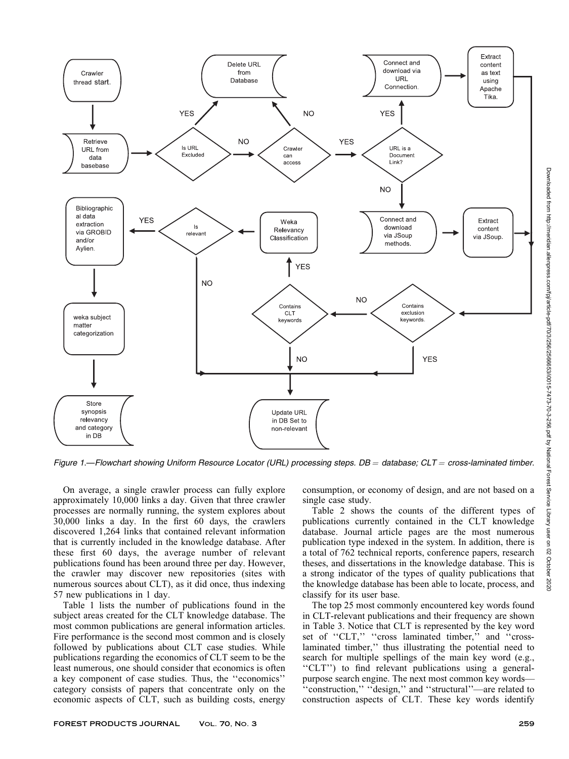Figure 1.—Flowchart showing Uniform Resource Locator (URL) processing steps. DB = database; CLT = cross-laminated timber.

On average, a single crawler process can fully explore approximately 10,000 links a day. Given that three crawler processes are normally running, the system explores about 30,000 links a day. In the first 60 days, the crawlers discovered 1,264 links that contained relevant information that is currently included in the knowledge database. After these first 60 days, the average number of relevant publications found has been around three per day. However, the crawler may discover new repositories (sites with numerous sources about CLT), as it did once, thus indexing 57 new publications in 1 day.

Table 1 lists the number of publications found in the subject areas created for the CLT knowledge database. The most common publications are general information articles. Fire performance is the second most common and is closely followed by publications about CLT case studies. While publications regarding the economics of CLT seem to be the least numerous, one should consider that economics is often a key component of case studies. Thus, the ''economics'' category consists of papers that concentrate only on the economic aspects of CLT, such as building costs, energy consumption, or economy of design, and are not based on a single case study.

Table 2 shows the counts of the different types of publications currently contained in the CLT knowledge database. Journal article pages are the most numerous publication type indexed in the system. In addition, there is a total of 762 technical reports, conference papers, research theses, and dissertations in the knowledge database. This is a strong indicator of the types of quality publications that the knowledge database has been able to locate, process, and classify for its user base.

The top 25 most commonly encountered key words found in CLT-relevant publications and their frequency are shown in Table 3. Notice that CLT is represented by the key word set of ''CLT,'' ''cross laminated timber,'' and ''cross-laminated timber,'' thus illustrating the potential need to search for multiple spellings of the main key word (e.g., ''CLT'') to find relevant publications using a general-purpose search engine. The next most common key words—''construction,'' ''design,'' and ''structural''—are related to construction aspects of CLT. These key words identify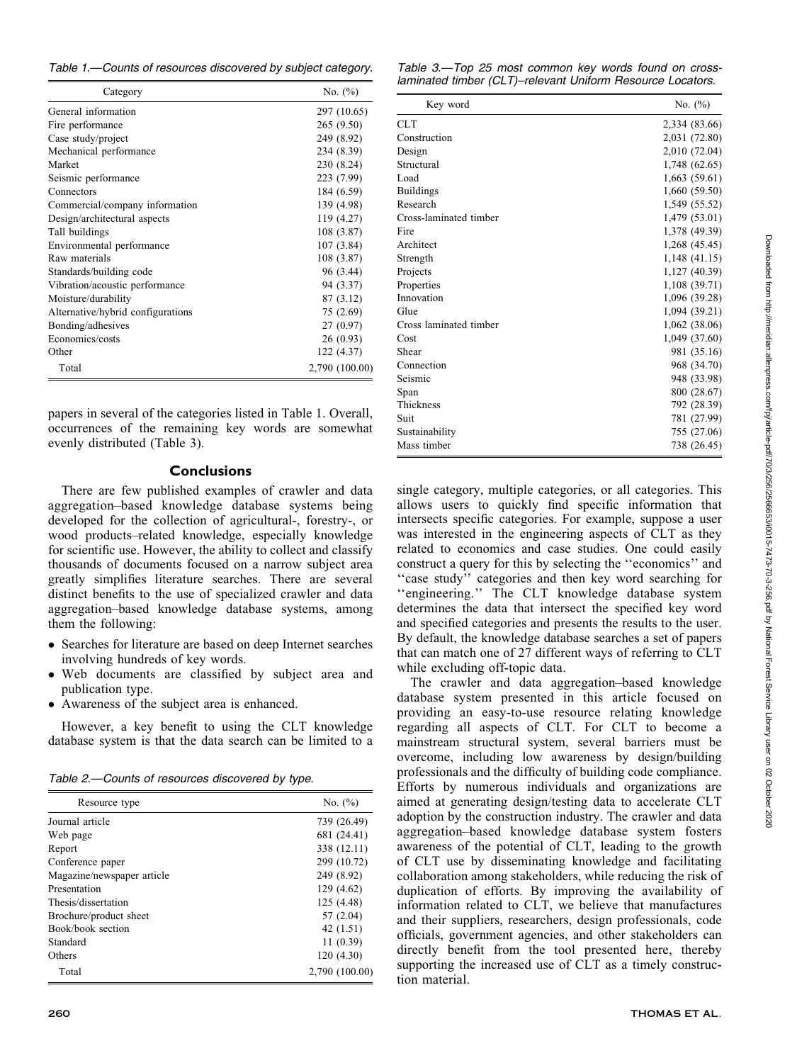Table 1.—Counts of resources discovered by subject category.

| Category | No. (%) |
|---|---|
| General information | 297 (10.65) |
| Fire performance | 265 (9.50) |
| Case study/project | 249 (8.92) |
| Mechanical performance | 234 (8.39) |
| Market | 230 (8.24) |
| Seismic performance | 223 (7.99) |
| Connectors | 184 (6.59) |
| Commercial/company information | 139 (4.98) |
| Design/architectural aspects | 119 (4.27) |
| Tall buildings | 108 (3.87) |
| Environmental performance | 107 (3.84) |
| Raw materials | 108 (3.87) |
| Standards/building code | 96 (3.44) |
| Vibration/acoustic performance | 94 (3.37) |
| Moisture/durability | 87 (3.12) |
| Alternative/hybrid configurations | 75 (2.69) |
| Bonding/adhesives | 27 (0.97) |
| Economics/costs | 26 (0.93) |
| Other | 122 (4.37) |
| Total | 2,790 (100.00) |

papers in several of the categories listed in Table 1. Overall, occurrences of the remaining key words are somewhat evenly distributed (Table 3).

## Conclusions

There are few published examples of crawler and data aggregation–based knowledge database systems being developed for the collection of agricultural-, forestry-, or wood products–related knowledge, especially knowledge for scientific use. However, the ability to collect and classify thousands of documents focused on a narrow subject area greatly simplifies literature searches. There are several distinct benefits to the use of specialized crawler and data aggregation–based knowledge database systems, among them the following:

- Searches for literature are based on deep Internet searches involving hundreds of key words.
- Web documents are classified by subject area and publication type.
- Awareness of the subject area is enhanced.

However, a key benefit to using the CLT knowledge database system is that the data search can be limited to a single category, multiple categories, or all categories. This allows users to quickly find specific information that intersects specific categories. For example, suppose a user was interested in the engineering aspects of CLT as they related to economics and case studies. One could easily construct a query for this by selecting the ''economics'' and ''case study'' categories and then key word searching for ''engineering.'' The CLT knowledge database system determines the data that intersect the specified key word and specified categories and presents the results to the user. By default, the knowledge database searches a set of papers that can match one of 27 different ways of referring to CLT while excluding off-topic data.

Table 2.—Counts of resources discovered by type.

| Resource type | No. (%) |
|---|---|
| Journal article | 739 (26.49) |
| Web page | 681 (24.41) |
| Report | 338 (12.11) |
| Conference paper | 299 (10.72) |
| Magazine/newspaper article | 249 (8.92) |
| Presentation | 129 (4.62) |
| Thesis/dissertation | 125 (4.48) |
| Brochure/product sheet | 57 (2.04) |
| Book/book section | 42 (1.51) |
| Standard | 11 (0.39) |
| Others | 120 (4.30) |
| Total | 2,790 (100.00) |

Table 3.—Top 25 most common key words found on cross-laminated timber (CLT)–relevant Uniform Resource Locators.

| Key word | No. (%) |
|---|---|
| CLT | 2,334 (83.66) |
| Construction | 2,031 (72.80) |
| Design | 2,010 (72.04) |
| Structural | 1,748 (62.65) |
| Load | 1,663 (59.61) |
| Buildings | 1,660 (59.50) |
| Research | 1,549 (55.52) |
| Cross-laminated timber | 1,479 (53.01) |
| Fire | 1,378 (49.39) |
| Architect | 1,268 (45.45) |
| Strength | 1,148 (41.15) |
| Projects | 1,127 (40.39) |
| Properties | 1,108 (39.71) |
| Innovation | 1,096 (39.28) |
| Glue | 1,094 (39.21) |
| Cross laminated timber | 1,062 (38.06) |
| Cost | 1,049 (37.60) |
| Shear | 981 (35.16) |
| Connection | 968 (34.70) |
| Seismic | 948 (33.98) |
| Span | 800 (28.67) |
| Thickness | 792 (28.39) |
| Suit | 781 (27.99) |
| Sustainability | 755 (27.06) |
| Mass timber | 738 (26.45) |

The crawler and data aggregation–based knowledge database system presented in this article focused on providing an easy-to-use resource relating knowledge regarding all aspects of CLT. For CLT to become a mainstream structural system, several barriers must be overcome, including low awareness by design/building professionals and the difficulty of building code compliance. Efforts by numerous individuals and organizations are aimed at generating design/testing data to accelerate CLT adoption by the construction industry. The crawler and data aggregation–based knowledge database system fosters awareness of the potential of CLT, leading to the growth of CLT use by disseminating knowledge and facilitating collaboration among stakeholders, while reducing the risk of duplication of efforts. By improving the availability of information related to CLT, we believe that manufactures and their suppliers, researchers, design professionals, code officials, government agencies, and other stakeholders can directly benefit from the tool presented here, thereby supporting the increased use of CLT as a timely construction material.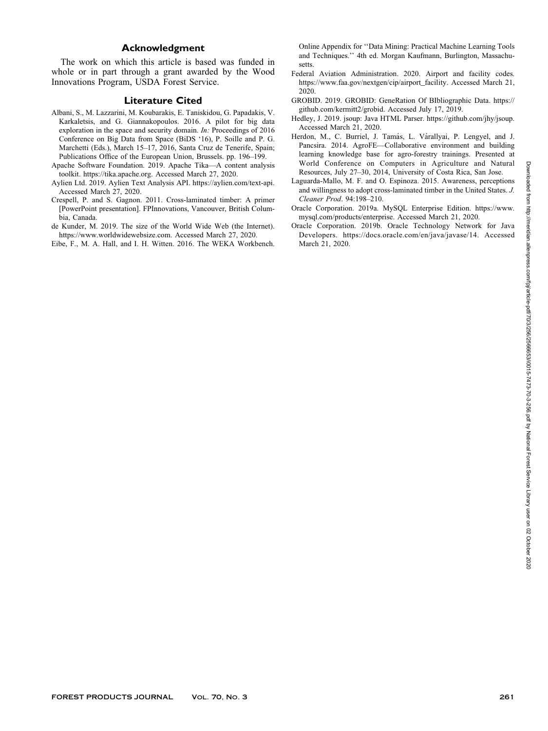## Acknowledgment

The work on which this article is based was funded in whole or in part through a grant awarded by the Wood Innovations Program, USDA Forest Service.

## Literature Cited

Albani, S., M. Lazzarini, M. Koubarakis, E. Taniskidou, G. Papadakis, V. Karkaletsis, and G. Giannakopoulos. 2016. A pilot for big data exploration in the space and security domain. *In:* Proceedings of 2016 Conference on Big Data from Space (BiDS '16), P. Soille and P. G. Marchetti (Eds.), March 15–17, 2016, Santa Cruz de Tenerife, Spain; Publications Office of the European Union, Brussels. pp. 196–199.

Apache Software Foundation. 2019. Apache Tika—A content analysis toolkit. https://tika.apache.org. Accessed March 27, 2020.

Aylien Ltd. 2019. Aylien Text Analysis API. https://aylien.com/text-api. Accessed March 27, 2020.

Crespell, P. and S. Gagnon. 2011. Cross-laminated timber: A primer [PowerPoint presentation]. FPInnovations, Vancouver, British Columbia, Canada.

de Kunder, M. 2019. The size of the World Wide Web (the Internet). https://www.worldwidewebsize.com. Accessed March 27, 2020.

Eibe, F., M. A. Hall, and I. H. Witten. 2016. The WEKA Workbench. Online Appendix for ''Data Mining: Practical Machine Learning Tools and Techniques.'' 4th ed. Morgan Kaufmann, Burlington, Massachusetts.

Federal Aviation Administration. 2020. Airport and facility codes. https://www.faa.gov/nextgen/cip/airport_facility. Accessed March 21, 2020.

GROBID. 2019. GROBID: GeneRation Of BIbliographic Data. https://github.com/kermitt2/grobid. Accessed July 17, 2019.

Hedley, J. 2019. jsoup: Java HTML Parser. https://github.com/jhy/jsoup. Accessed March 21, 2020.

Herdon, M., C. Burriel, J. Tamás, L. Várallyai, P. Lengyel, and J. Pancsira. 2014. AgroFE—Collaborative environment and building learning knowledge base for agro-forestry trainings. Presented at World Conference on Computers in Agriculture and Natural Resources, July 27–30, 2014, University of Costa Rica, San Jose.

Laguarda-Mallo, M. F. and O. Espinoza. 2015. Awareness, perceptions and willingness to adopt cross-laminated timber in the United States. *J. Cleaner Prod*. 94:198–210.

Oracle Corporation. 2019a. MySQL Enterprise Edition. https://www.mysql.com/products/enterprise. Accessed March 21, 2020.

Oracle Corporation. 2019b. Oracle Technology Network for Java Developers. https://docs.oracle.com/en/java/javase/14. Accessed March 21, 2020.